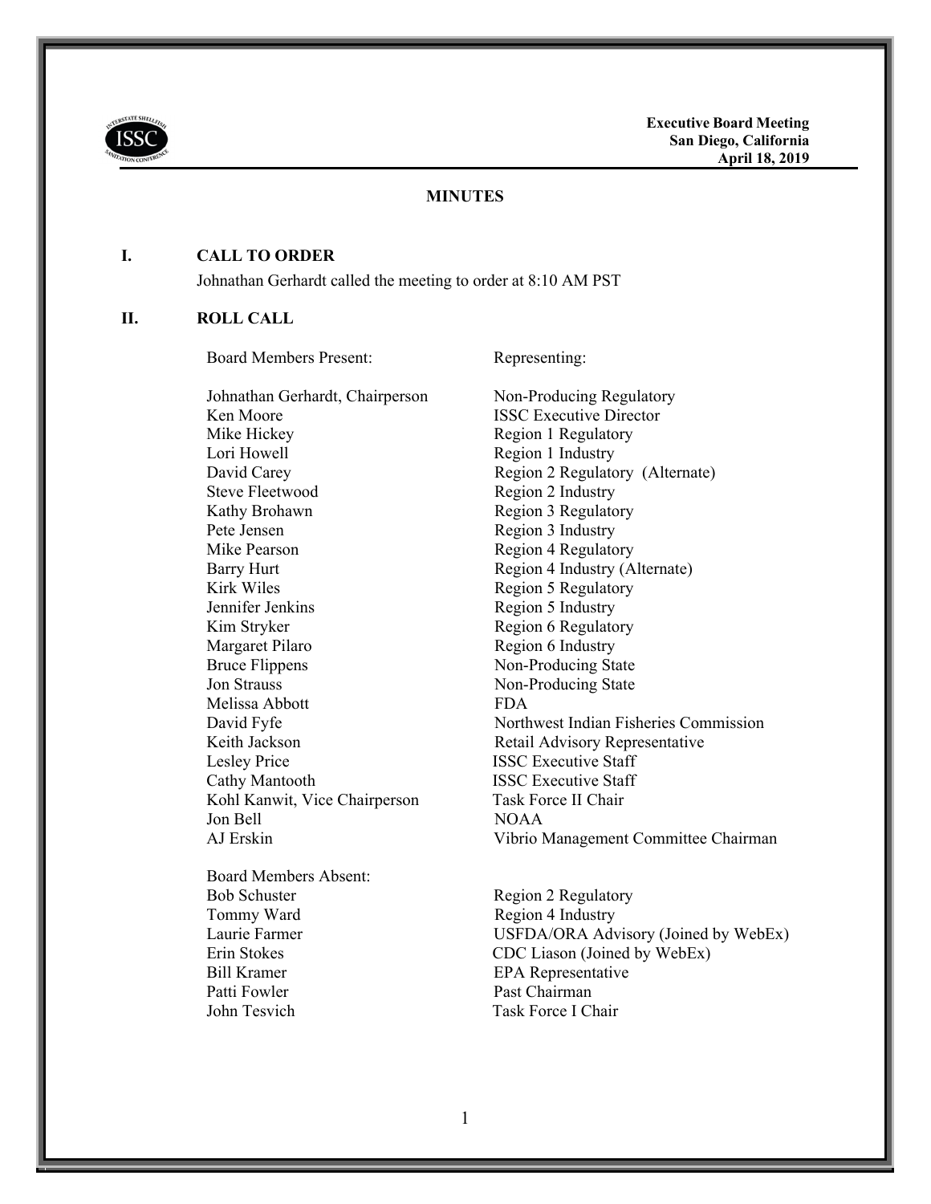**Executive Board Meeting**
**San Diego, California**
**April 18, 2019**

## MINUTES

### I. CALL TO ORDER

Johnathan Gerhardt called the meeting to order at 8:10 AM PST

### II. ROLL CALL

| Board Members Present: | Representing: |
|---|---|
| Johnathan Gerhardt, Chairperson | Non-Producing Regulatory |
| Ken Moore | ISSC Executive Director |
| Mike Hickey | Region 1 Regulatory |
| Lori Howell | Region 1 Industry |
| David Carey | Region 2 Regulatory (Alternate) |
| Steve Fleetwood | Region 2 Industry |
| Kathy Brohawn | Region 3 Regulatory |
| Pete Jensen | Region 3 Industry |
| Mike Pearson | Region 4 Regulatory |
| Barry Hurt | Region 4 Industry (Alternate) |
| Kirk Wiles | Region 5 Regulatory |
| Jennifer Jenkins | Region 5 Industry |
| Kim Stryker | Region 6 Regulatory |
| Margaret Pilaro | Region 6 Industry |
| Bruce Flippens | Non-Producing State |
| Jon Strauss | Non-Producing State |
| Melissa Abbott | FDA |
| David Fyfe | Northwest Indian Fisheries Commission |
| Keith Jackson | Retail Advisory Representative |
| Lesley Price | ISSC Executive Staff |
| Cathy Mantooth | ISSC Executive Staff |
| Kohl Kanwit, Vice Chairperson | Task Force II Chair |
| Jon Bell | NOAA |
| AJ Erskin | Vibrio Management Committee Chairman |

| Board Members Absent: | |
|---|---|
| Bob Schuster | Region 2 Regulatory |
| Tommy Ward | Region 4 Industry |
| Laurie Farmer | USFDA/ORA Advisory (Joined by WebEx) |
| Erin Stokes | CDC Liason (Joined by WebEx) |
| Bill Kramer | EPA Representative |
| Patti Fowler | Past Chairman |
| John Tesvich | Task Force I Chair |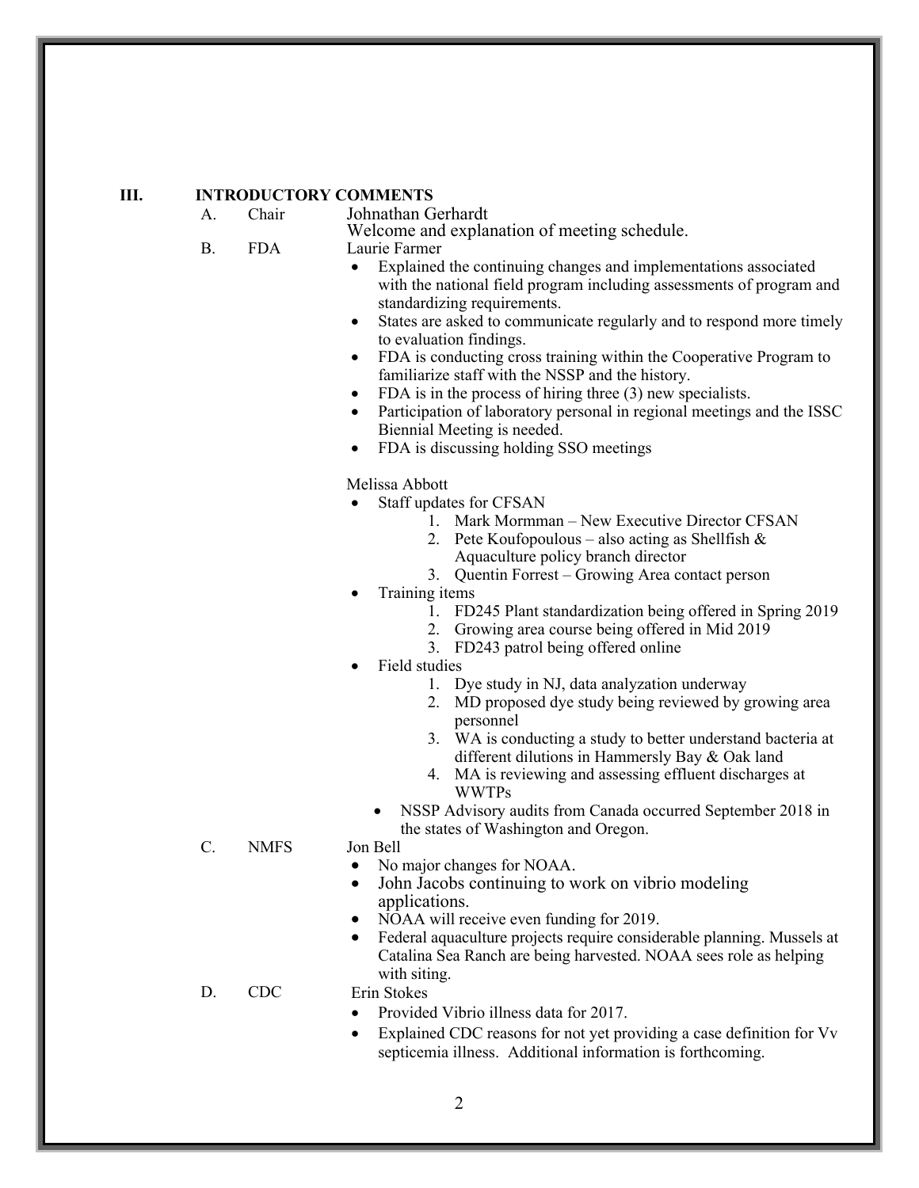## III. INTRODUCTORY COMMENTS

**A. Chair** — Johnathan Gerhardt

Welcome and explanation of meeting schedule.

**B. FDA** — Laurie Farmer

- Explained the continuing changes and implementations associated with the national field program including assessments of program and standardizing requirements.
- States are asked to communicate regularly and to respond more timely to evaluation findings.
- FDA is conducting cross training within the Cooperative Program to familiarize staff with the NSSP and the history.
- FDA is in the process of hiring three (3) new specialists.
- Participation of laboratory personal in regional meetings and the ISSC Biennial Meeting is needed.
- FDA is discussing holding SSO meetings

Melissa Abbott

- Staff updates for CFSAN
  1. Mark Mormman – New Executive Director CFSAN
  2. Pete Koufopoulous – also acting as Shellfish & Aquaculture policy branch director
  3. Quentin Forrest – Growing Area contact person
- Training items
  1. FD245 Plant standardization being offered in Spring 2019
  2. Growing area course being offered in Mid 2019
  3. FD243 patrol being offered online
- Field studies
  1. Dye study in NJ, data analyzation underway
  2. MD proposed dye study being reviewed by growing area personnel
  3. WA is conducting a study to better understand bacteria at different dilutions in Hammersly Bay & Oak land
  4. MA is reviewing and assessing effluent discharges at WWTPs
- NSSP Advisory audits from Canada occurred September 2018 in the states of Washington and Oregon.

**C. NMFS** — Jon Bell

- No major changes for NOAA.
- John Jacobs continuing to work on vibrio modeling applications.
- NOAA will receive even funding for 2019.
- Federal aquaculture projects require considerable planning. Mussels at Catalina Sea Ranch are being harvested. NOAA sees role as helping with siting.

**D. CDC** — Erin Stokes

- Provided Vibrio illness data for 2017.
- Explained CDC reasons for not yet providing a case definition for Vv septicemia illness. Additional information is forthcoming.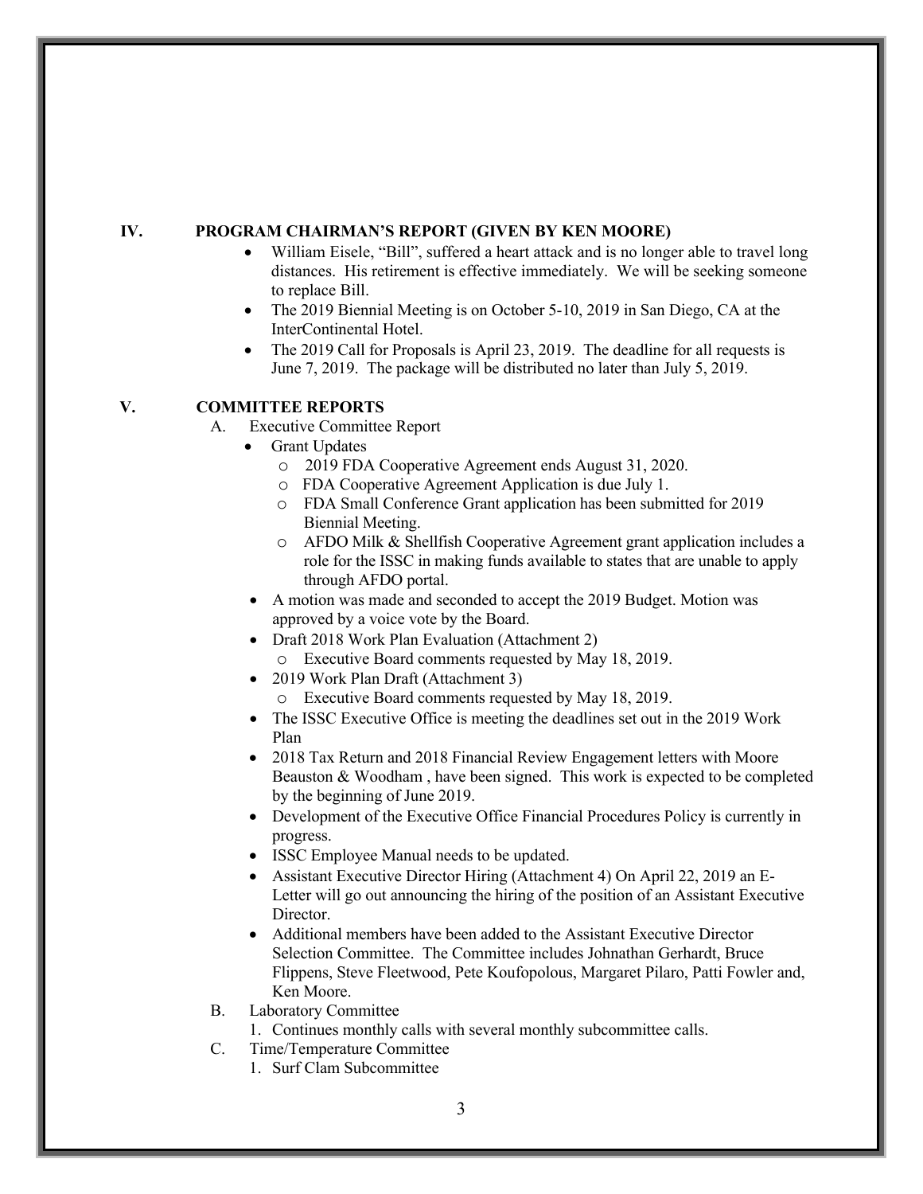## IV. PROGRAM CHAIRMAN'S REPORT (GIVEN BY KEN MOORE)

- William Eisele, "Bill", suffered a heart attack and is no longer able to travel long distances. His retirement is effective immediately. We will be seeking someone to replace Bill.
- The 2019 Biennial Meeting is on October 5-10, 2019 in San Diego, CA at the InterContinental Hotel.
- The 2019 Call for Proposals is April 23, 2019. The deadline for all requests is June 7, 2019. The package will be distributed no later than July 5, 2019.

## V. COMMITTEE REPORTS

A. Executive Committee Report

- Grant Updates
  - 2019 FDA Cooperative Agreement ends August 31, 2020.
  - FDA Cooperative Agreement Application is due July 1.
  - FDA Small Conference Grant application has been submitted for 2019 Biennial Meeting.
  - AFDO Milk & Shellfish Cooperative Agreement grant application includes a role for the ISSC in making funds available to states that are unable to apply through AFDO portal.
- A motion was made and seconded to accept the 2019 Budget. Motion was approved by a voice vote by the Board.
- Draft 2018 Work Plan Evaluation (Attachment 2)
  - Executive Board comments requested by May 18, 2019.
- 2019 Work Plan Draft (Attachment 3)
  - Executive Board comments requested by May 18, 2019.
- The ISSC Executive Office is meeting the deadlines set out in the 2019 Work Plan
- 2018 Tax Return and 2018 Financial Review Engagement letters with Moore Beauston & Woodham , have been signed. This work is expected to be completed by the beginning of June 2019.
- Development of the Executive Office Financial Procedures Policy is currently in progress.
- ISSC Employee Manual needs to be updated.
- Assistant Executive Director Hiring (Attachment 4) On April 22, 2019 an E-Letter will go out announcing the hiring of the position of an Assistant Executive Director.
- Additional members have been added to the Assistant Executive Director Selection Committee. The Committee includes Johnathan Gerhardt, Bruce Flippens, Steve Fleetwood, Pete Koufopolous, Margaret Pilaro, Patti Fowler and, Ken Moore.

B. Laboratory Committee

1. Continues monthly calls with several monthly subcommittee calls.

C. Time/Temperature Committee

1. Surf Clam Subcommittee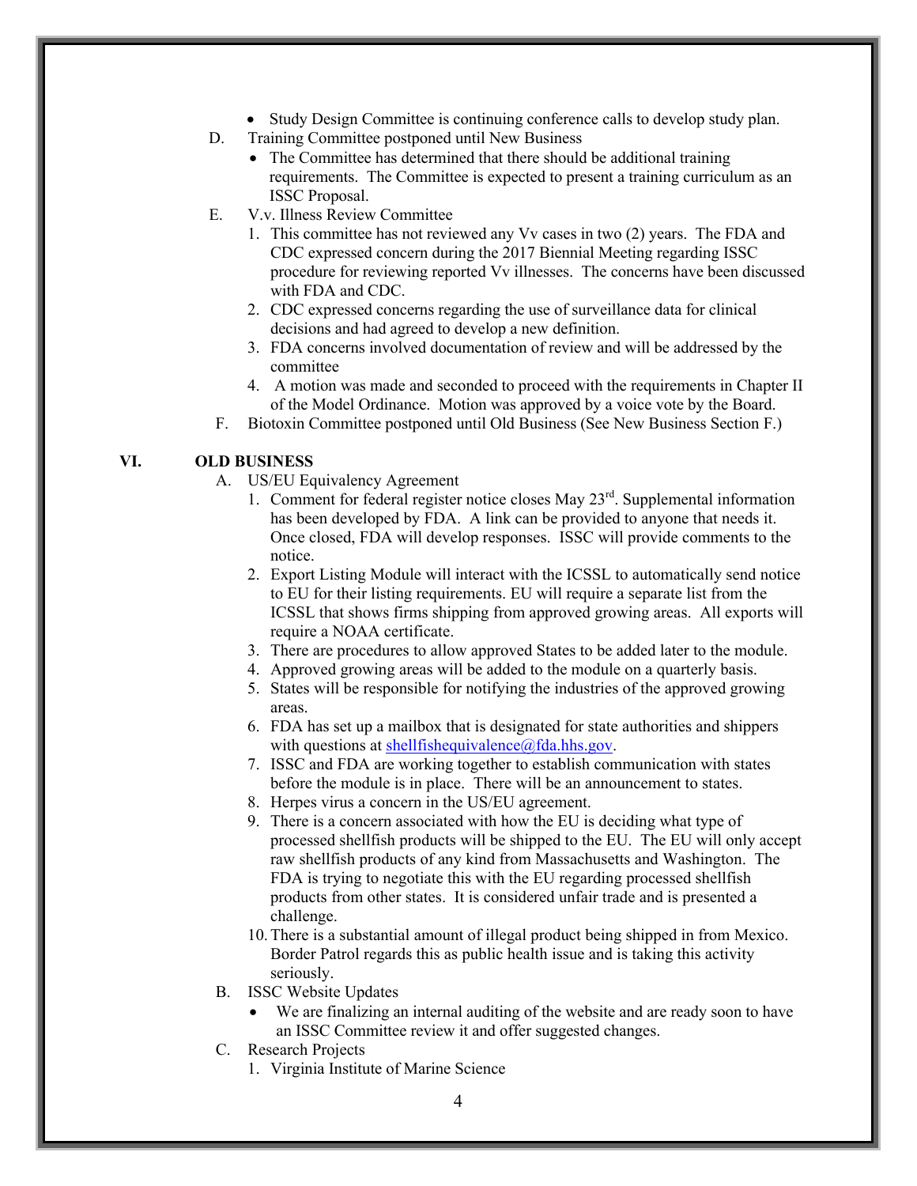- Study Design Committee is continuing conference calls to develop study plan.

D. Training Committee postponed until New Business
   - The Committee has determined that there should be additional training requirements. The Committee is expected to present a training curriculum as an ISSC Proposal.

E. V.v. Illness Review Committee
   1. This committee has not reviewed any Vv cases in two (2) years. The FDA and CDC expressed concern during the 2017 Biennial Meeting regarding ISSC procedure for reviewing reported Vv illnesses. The concerns have been discussed with FDA and CDC.
   2. CDC expressed concerns regarding the use of surveillance data for clinical decisions and had agreed to develop a new definition.
   3. FDA concerns involved documentation of review and will be addressed by the committee
   4. A motion was made and seconded to proceed with the requirements in Chapter II of the Model Ordinance. Motion was approved by a voice vote by the Board.

F. Biotoxin Committee postponed until Old Business (See New Business Section F.)

## VI. OLD BUSINESS

A. US/EU Equivalency Agreement
   1. Comment for federal register notice closes May 23rd. Supplemental information has been developed by FDA. A link can be provided to anyone that needs it. Once closed, FDA will develop responses. ISSC will provide comments to the notice.
   2. Export Listing Module will interact with the ICSSL to automatically send notice to EU for their listing requirements. EU will require a separate list from the ICSSL that shows firms shipping from approved growing areas. All exports will require a NOAA certificate.
   3. There are procedures to allow approved States to be added later to the module.
   4. Approved growing areas will be added to the module on a quarterly basis.
   5. States will be responsible for notifying the industries of the approved growing areas.
   6. FDA has set up a mailbox that is designated for state authorities and shippers with questions at shellfishequivalence@fda.hhs.gov.
   7. ISSC and FDA are working together to establish communication with states before the module is in place. There will be an announcement to states.
   8. Herpes virus a concern in the US/EU agreement.
   9. There is a concern associated with how the EU is deciding what type of processed shellfish products will be shipped to the EU. The EU will only accept raw shellfish products of any kind from Massachusetts and Washington. The FDA is trying to negotiate this with the EU regarding processed shellfish products from other states. It is considered unfair trade and is presented a challenge.
   10. There is a substantial amount of illegal product being shipped in from Mexico. Border Patrol regards this as public health issue and is taking this activity seriously.

B. ISSC Website Updates
   - We are finalizing an internal auditing of the website and are ready soon to have an ISSC Committee review it and offer suggested changes.

C. Research Projects
   1. Virginia Institute of Marine Science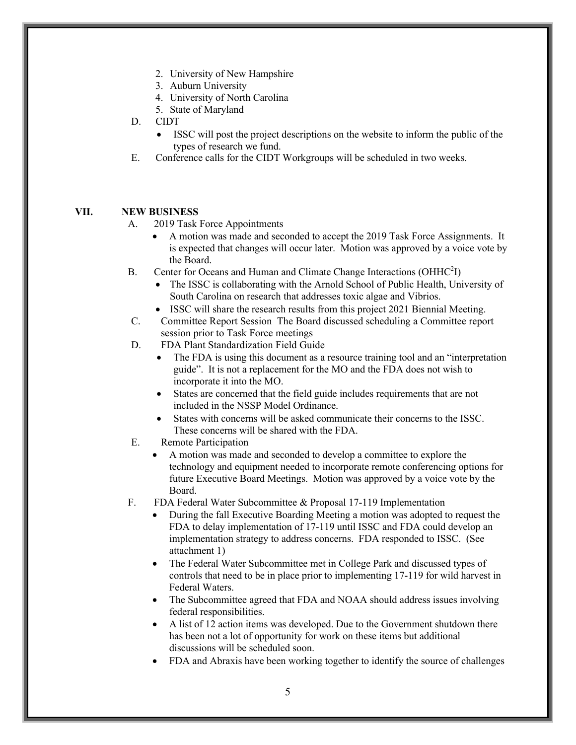2. University of New Hampshire
3. Auburn University
4. University of North Carolina
5. State of Maryland

D. CIDT
   - ISSC will post the project descriptions on the website to inform the public of the types of research we fund.

E. Conference calls for the CIDT Workgroups will be scheduled in two weeks.

## VII. NEW BUSINESS

A. 2019 Task Force Appointments
   - A motion was made and seconded to accept the 2019 Task Force Assignments. It is expected that changes will occur later. Motion was approved by a voice vote by the Board.

B. Center for Oceans and Human and Climate Change Interactions ($OHHC^2I$)
   - The ISSC is collaborating with the Arnold School of Public Health, University of South Carolina on research that addresses toxic algae and Vibrios.
   - ISSC will share the research results from this project 2021 Biennial Meeting.

C. Committee Report Session The Board discussed scheduling a Committee report session prior to Task Force meetings

D. FDA Plant Standardization Field Guide
   - The FDA is using this document as a resource training tool and an "interpretation guide". It is not a replacement for the MO and the FDA does not wish to incorporate it into the MO.
   - States are concerned that the field guide includes requirements that are not included in the NSSP Model Ordinance.
   - States with concerns will be asked communicate their concerns to the ISSC. These concerns will be shared with the FDA.

E. Remote Participation
   - A motion was made and seconded to develop a committee to explore the technology and equipment needed to incorporate remote conferencing options for future Executive Board Meetings. Motion was approved by a voice vote by the Board.

F. FDA Federal Water Subcommittee & Proposal 17-119 Implementation
   - During the fall Executive Boarding Meeting a motion was adopted to request the FDA to delay implementation of 17-119 until ISSC and FDA could develop an implementation strategy to address concerns. FDA responded to ISSC. (See attachment 1)
   - The Federal Water Subcommittee met in College Park and discussed types of controls that need to be in place prior to implementing 17-119 for wild harvest in Federal Waters.
   - The Subcommittee agreed that FDA and NOAA should address issues involving federal responsibilities.
   - A list of 12 action items was developed. Due to the Government shutdown there has been not a lot of opportunity for work on these items but additional discussions will be scheduled soon.
   - FDA and Abraxis have been working together to identify the source of challenges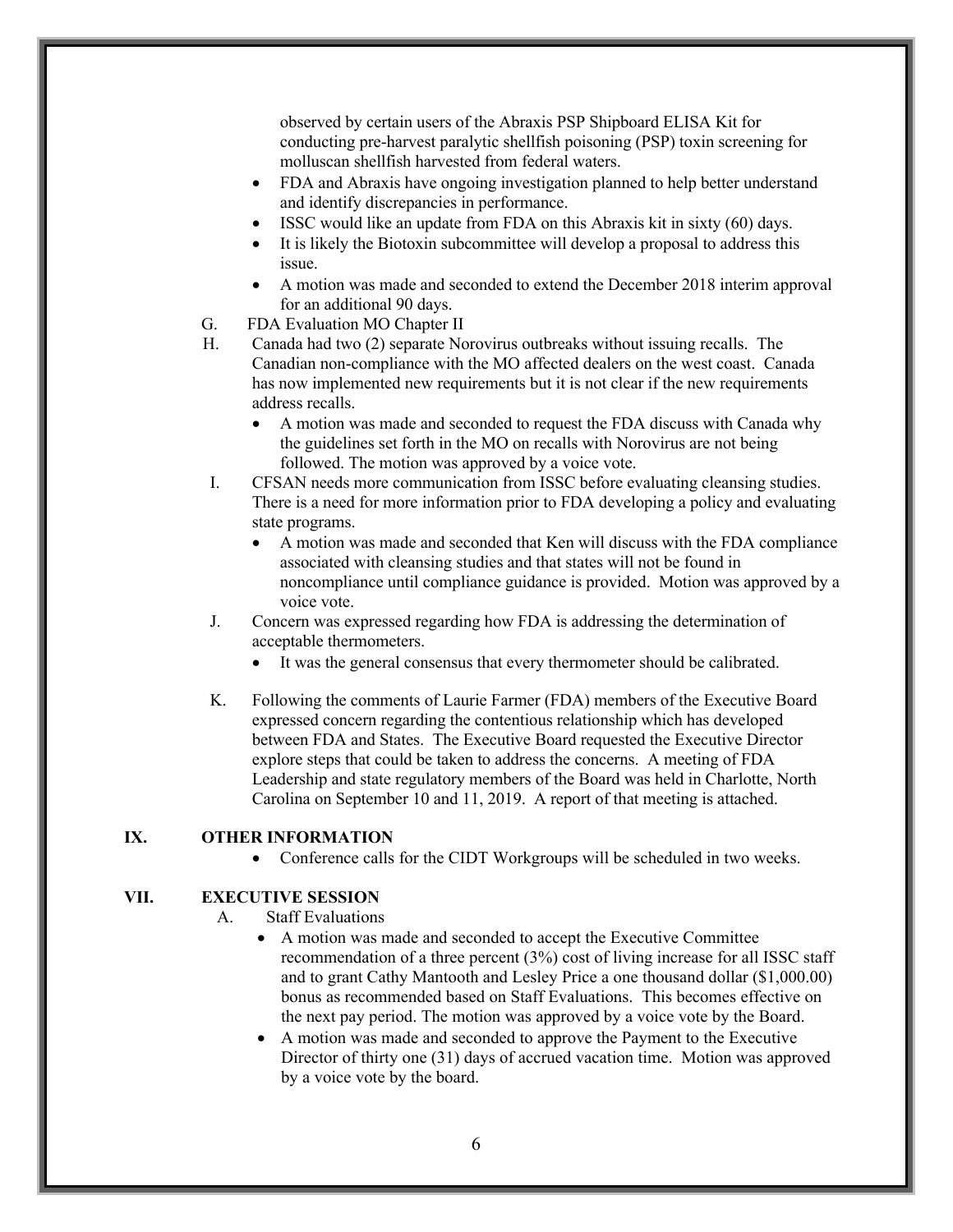observed by certain users of the Abraxis PSP Shipboard ELISA Kit for conducting pre-harvest paralytic shellfish poisoning (PSP) toxin screening for molluscan shellfish harvested from federal waters.

- FDA and Abraxis have ongoing investigation planned to help better understand and identify discrepancies in performance.
- ISSC would like an update from FDA on this Abraxis kit in sixty (60) days.
- It is likely the Biotoxin subcommittee will develop a proposal to address this issue.
- A motion was made and seconded to extend the December 2018 interim approval for an additional 90 days.

G. FDA Evaluation MO Chapter II

H. Canada had two (2) separate Norovirus outbreaks without issuing recalls. The Canadian non-compliance with the MO affected dealers on the west coast. Canada has now implemented new requirements but it is not clear if the new requirements address recalls.

- A motion was made and seconded to request the FDA discuss with Canada why the guidelines set forth in the MO on recalls with Norovirus are not being followed. The motion was approved by a voice vote.

I. CFSAN needs more communication from ISSC before evaluating cleansing studies. There is a need for more information prior to FDA developing a policy and evaluating state programs.

- A motion was made and seconded that Ken will discuss with the FDA compliance associated with cleansing studies and that states will not be found in noncompliance until compliance guidance is provided. Motion was approved by a voice vote.

J. Concern was expressed regarding how FDA is addressing the determination of acceptable thermometers.

- It was the general consensus that every thermometer should be calibrated.

K. Following the comments of Laurie Farmer (FDA) members of the Executive Board expressed concern regarding the contentious relationship which has developed between FDA and States. The Executive Board requested the Executive Director explore steps that could be taken to address the concerns. A meeting of FDA Leadership and state regulatory members of the Board was held in Charlotte, North Carolina on September 10 and 11, 2019. A report of that meeting is attached.

## IX. OTHER INFORMATION

- Conference calls for the CIDT Workgroups will be scheduled in two weeks.

## VII. EXECUTIVE SESSION

A. Staff Evaluations

- A motion was made and seconded to accept the Executive Committee recommendation of a three percent (3%) cost of living increase for all ISSC staff and to grant Cathy Mantooth and Lesley Price a one thousand dollar ($1,000.00) bonus as recommended based on Staff Evaluations. This becomes effective on the next pay period. The motion was approved by a voice vote by the Board.
- A motion was made and seconded to approve the Payment to the Executive Director of thirty one (31) days of accrued vacation time. Motion was approved by a voice vote by the board.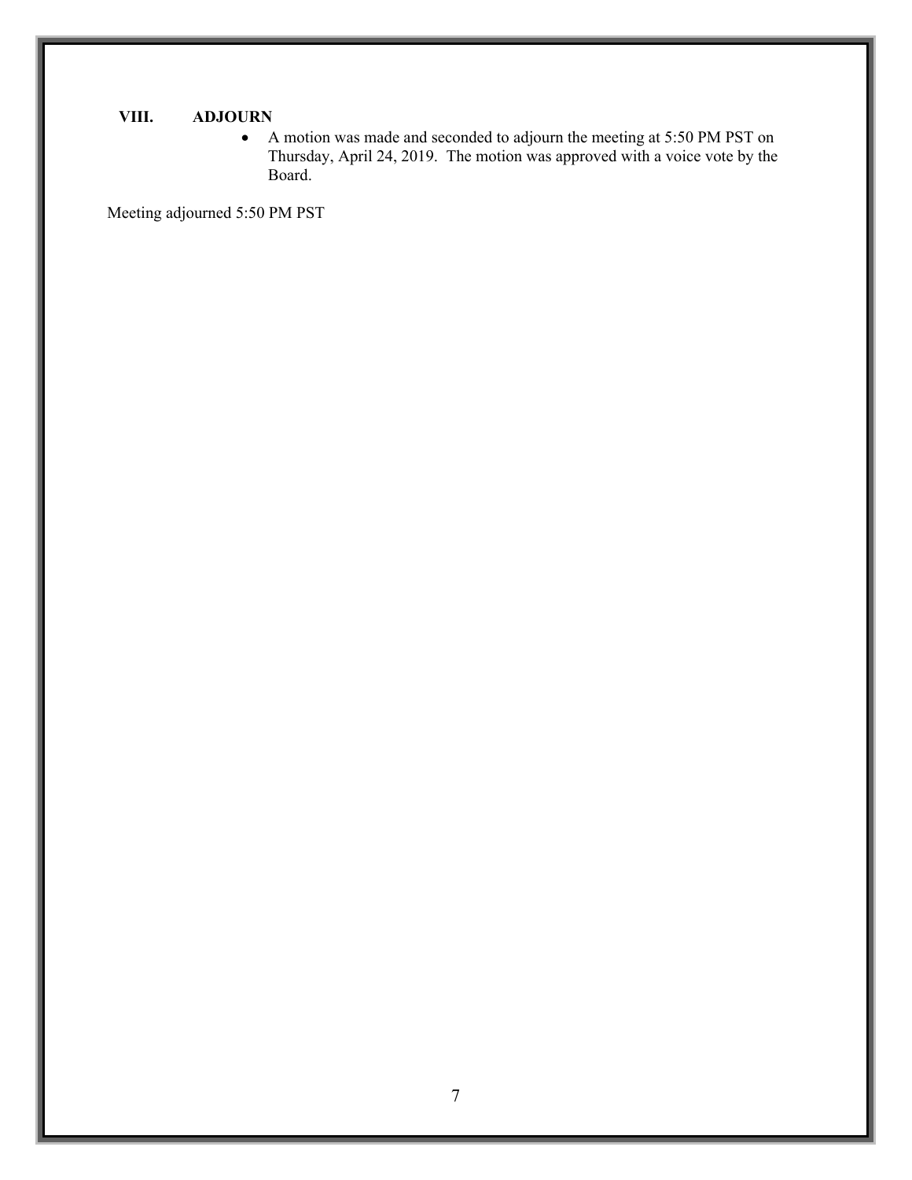## VIII. ADJOURN

- A motion was made and seconded to adjourn the meeting at 5:50 PM PST on Thursday, April 24, 2019. The motion was approved with a voice vote by the Board.

Meeting adjourned 5:50 PM PST